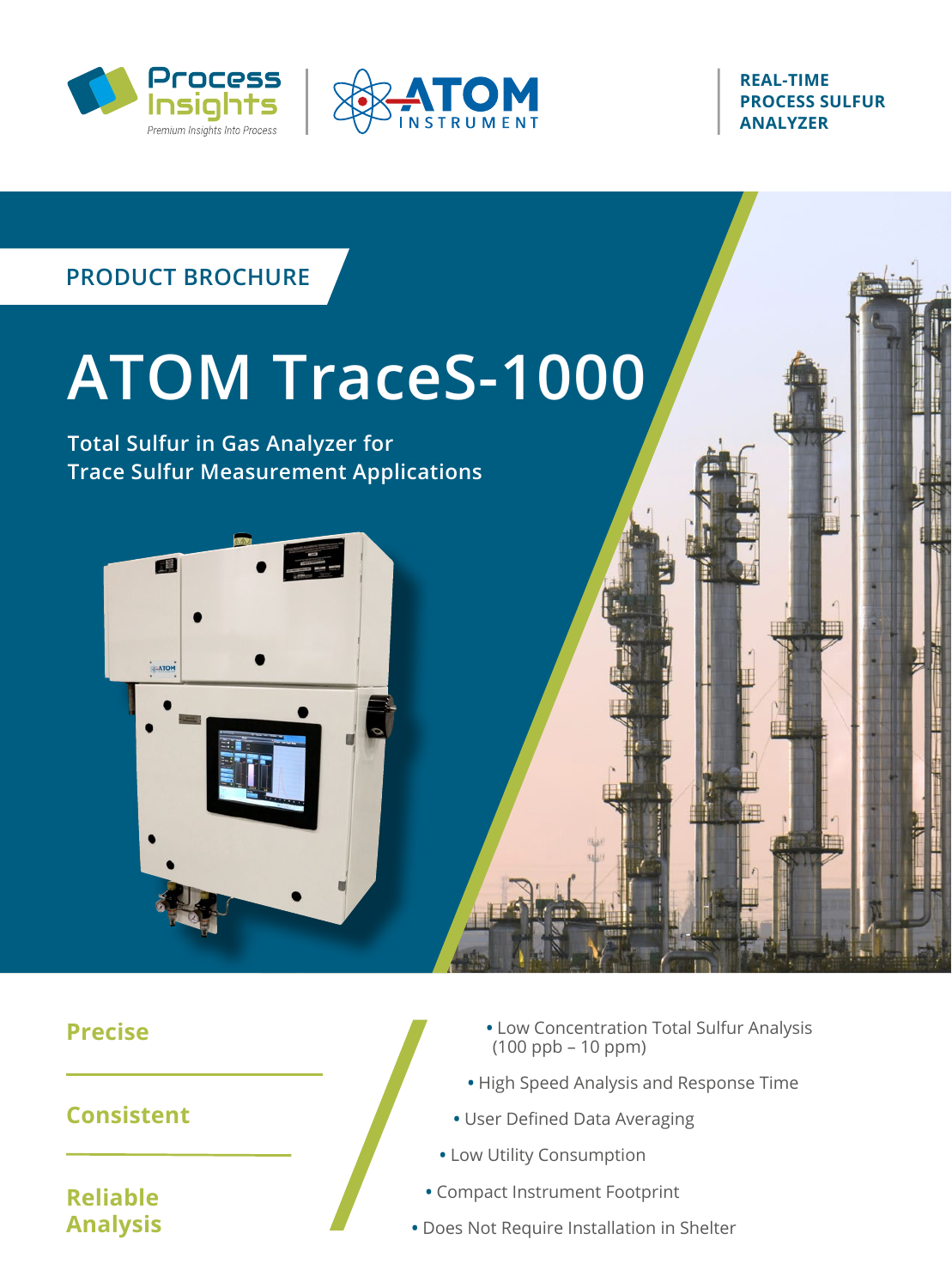Process Insights
Premium Insights Into Process

ATOM INSTRUMENT

**REAL-TIME PROCESS SULFUR ANALYZER**

PRODUCT BROCHURE

# ATOM TraceS-1000

## Total Sulfur in Gas Analyzer for Trace Sulfur Measurement Applications

**Precise**

**Consistent**

**Reliable Analysis**

- Low Concentration Total Sulfur Analysis (100 ppb – 10 ppm)
- High Speed Analysis and Response Time
- User Defined Data Averaging
- Low Utility Consumption
- Compact Instrument Footprint
- Does Not Require Installation in Shelter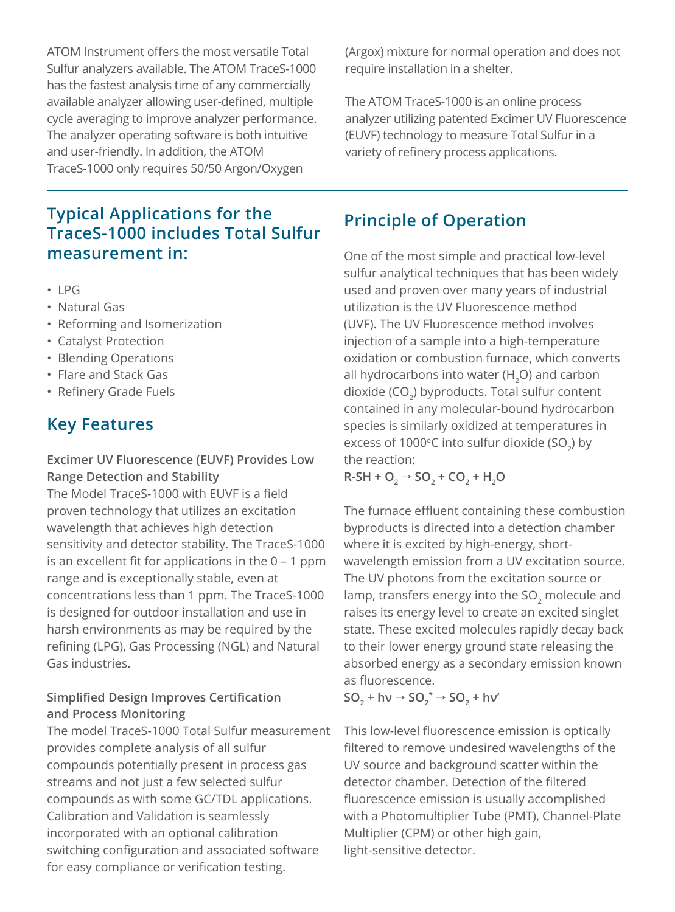ATOM Instrument offers the most versatile Total Sulfur analyzers available. The ATOM TraceS-1000 has the fastest analysis time of any commercially available analyzer allowing user-defined, multiple cycle averaging to improve analyzer performance. The analyzer operating software is both intuitive and user-friendly. In addition, the ATOM TraceS-1000 only requires 50/50 Argon/Oxygen (Argox) mixture for normal operation and does not require installation in a shelter.

The ATOM TraceS-1000 is an online process analyzer utilizing patented Excimer UV Fluorescence (EUVF) technology to measure Total Sulfur in a variety of refinery process applications.

## Typical Applications for the TraceS-1000 includes Total Sulfur measurement in:

- LPG
- Natural Gas
- Reforming and Isomerization
- Catalyst Protection
- Blending Operations
- Flare and Stack Gas
- Refinery Grade Fuels

## Key Features

**Excimer UV Fluorescence (EUVF) Provides Low Range Detection and Stability**

The Model TraceS-1000 with EUVF is a field proven technology that utilizes an excitation wavelength that achieves high detection sensitivity and detector stability. The TraceS-1000 is an excellent fit for applications in the 0 – 1 ppm range and is exceptionally stable, even at concentrations less than 1 ppm. The TraceS-1000 is designed for outdoor installation and use in harsh environments as may be required by the refining (LPG), Gas Processing (NGL) and Natural Gas industries.

**Simplified Design Improves Certification and Process Monitoring**

The model TraceS-1000 Total Sulfur measurement provides complete analysis of all sulfur compounds potentially present in process gas streams and not just a few selected sulfur compounds as with some GC/TDL applications. Calibration and Validation is seamlessly incorporated with an optional calibration switching configuration and associated software for easy compliance or verification testing.

## Principle of Operation

One of the most simple and practical low-level sulfur analytical techniques that has been widely used and proven over many years of industrial utilization is the UV Fluorescence method (UVF). The UV Fluorescence method involves injection of a sample into a high-temperature oxidation or combustion furnace, which converts all hydrocarbons into water ($H_2O$) and carbon dioxide ($CO_2$) byproducts. Total sulfur content contained in any molecular-bound hydrocarbon species is similarly oxidized at temperatures in excess of 1000°C into sulfur dioxide ($SO_2$) by the reaction:

$$R\text{-}SH + O_2 \rightarrow SO_2 + CO_2 + H_2O$$

The furnace effluent containing these combustion byproducts is directed into a detection chamber where it is excited by high-energy, short-wavelength emission from a UV excitation source. The UV photons from the excitation source or lamp, transfers energy into the $SO_2$ molecule and raises its energy level to create an excited singlet state. These excited molecules rapidly decay back to their lower energy ground state releasing the absorbed energy as a secondary emission known as fluorescence.

$$SO_2 + h\nu \rightarrow SO_2^* \rightarrow SO_2 + h\nu'$$

This low-level fluorescence emission is optically filtered to remove undesired wavelengths of the UV source and background scatter within the detector chamber. Detection of the filtered fluorescence emission is usually accomplished with a Photomultiplier Tube (PMT), Channel-Plate Multiplier (CPM) or other high gain, light-sensitive detector.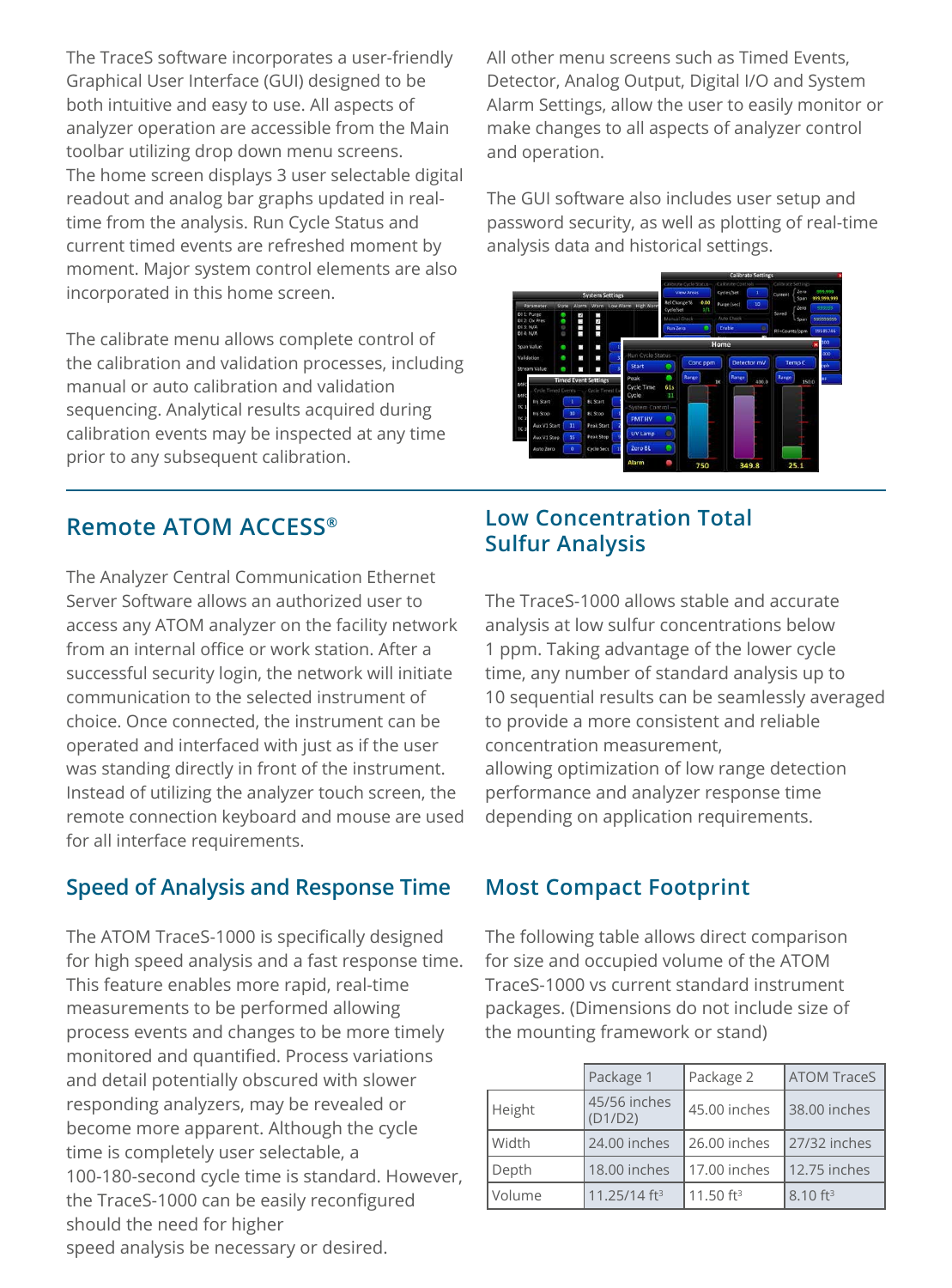The TraceS software incorporates a user-friendly Graphical User Interface (GUI) designed to be both intuitive and easy to use. All aspects of analyzer operation are accessible from the Main toolbar utilizing drop down menu screens. The home screen displays 3 user selectable digital readout and analog bar graphs updated in real-time from the analysis. Run Cycle Status and current timed events are refreshed moment by moment. Major system control elements are also incorporated in this home screen.

The calibrate menu allows complete control of the calibration and validation processes, including manual or auto calibration and validation sequencing. Analytical results acquired during calibration events may be inspected at any time prior to any subsequent calibration.

All other menu screens such as Timed Events, Detector, Analog Output, Digital I/O and System Alarm Settings, allow the user to easily monitor or make changes to all aspects of analyzer control and operation.

The GUI software also includes user setup and password security, as well as plotting of real-time analysis data and historical settings.

## Remote ATOM ACCESS®

The Analyzer Central Communication Ethernet Server Software allows an authorized user to access any ATOM analyzer on the facility network from an internal office or work station. After a successful security login, the network will initiate communication to the selected instrument of choice. Once connected, the instrument can be operated and interfaced with just as if the user was standing directly in front of the instrument. Instead of utilizing the analyzer touch screen, the remote connection keyboard and mouse are used for all interface requirements.

## Speed of Analysis and Response Time

The ATOM TraceS-1000 is specifically designed for high speed analysis and a fast response time. This feature enables more rapid, real-time measurements to be performed allowing process events and changes to be more timely monitored and quantified. Process variations and detail potentially obscured with slower responding analyzers, may be revealed or become more apparent. Although the cycle time is completely user selectable, a 100-180-second cycle time is standard. However, the TraceS-1000 can be easily reconfigured should the need for higher speed analysis be necessary or desired.

## Low Concentration Total Sulfur Analysis

The TraceS-1000 allows stable and accurate analysis at low sulfur concentrations below 1 ppm. Taking advantage of the lower cycle time, any number of standard analysis up to 10 sequential results can be seamlessly averaged to provide a more consistent and reliable concentration measurement, allowing optimization of low range detection performance and analyzer response time depending on application requirements.

## Most Compact Footprint

The following table allows direct comparison for size and occupied volume of the ATOM TraceS-1000 vs current standard instrument packages. (Dimensions do not include size of the mounting framework or stand)

| | Package 1 | Package 2 | ATOM TraceS |
|---|---|---|---|
| Height | 45/56 inches (D1/D2) | 45.00 inches | 38.00 inches |
| Width | 24.00 inches | 26.00 inches | 27/32 inches |
| Depth | 18.00 inches | 17.00 inches | 12.75 inches |
| Volume | 11.25/14 $ft^3$ | 11.50 $ft^3$ | 8.10 $ft^3$ |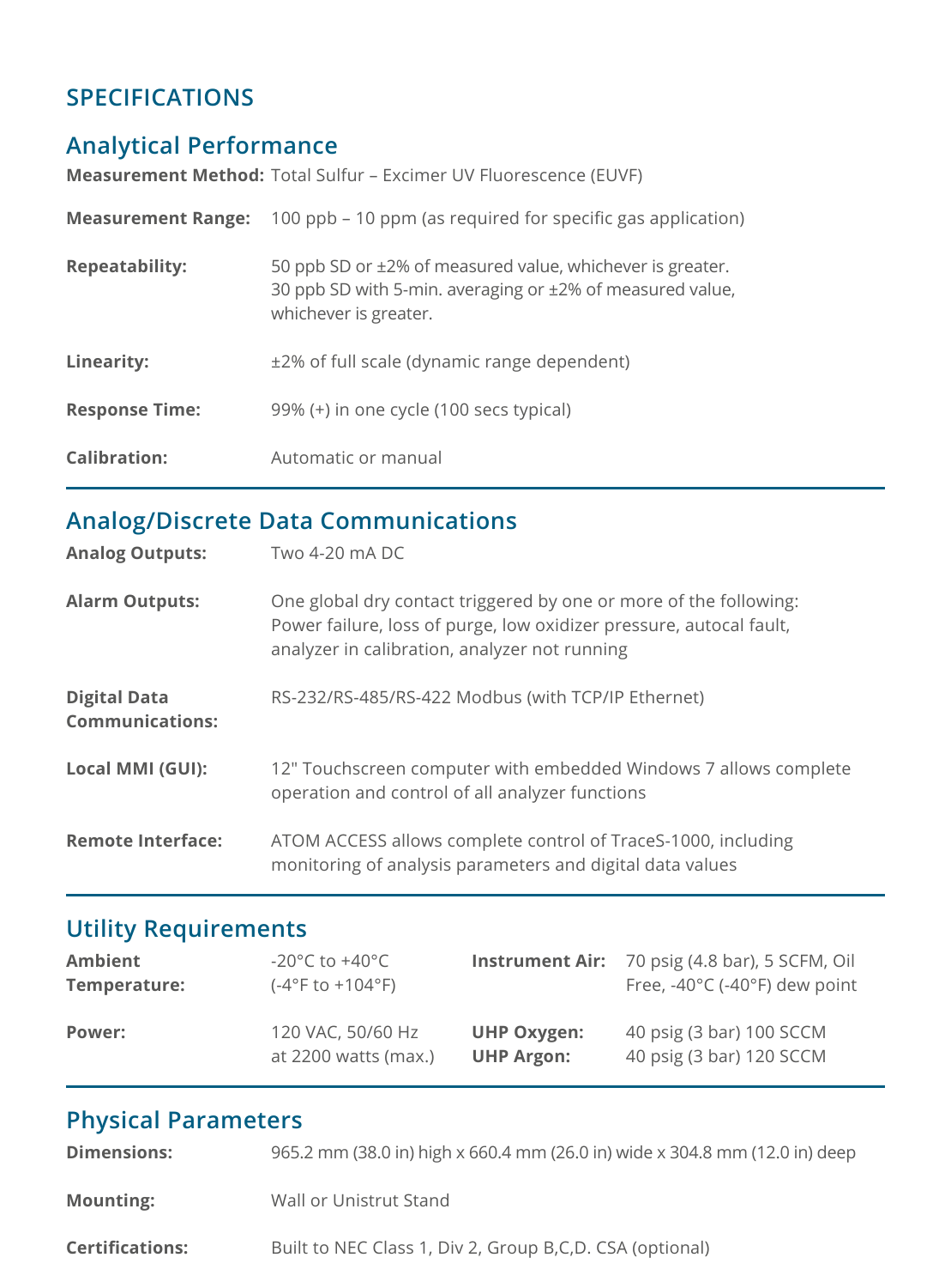# SPECIFICATIONS

## Analytical Performance

**Measurement Method:** Total Sulfur – Excimer UV Fluorescence (EUVF)

**Measurement Range:** 100 ppb – 10 ppm (as required for specific gas application)

**Repeatability:** 50 ppb SD or ±2% of measured value, whichever is greater. 30 ppb SD with 5-min. averaging or ±2% of measured value, whichever is greater.

**Linearity:** ±2% of full scale (dynamic range dependent)

**Response Time:** 99% (+) in one cycle (100 secs typical)

**Calibration:** Automatic or manual

## Analog/Discrete Data Communications

**Analog Outputs:** Two 4-20 mA DC

**Alarm Outputs:** One global dry contact triggered by one or more of the following: Power failure, loss of purge, low oxidizer pressure, autocal fault, analyzer in calibration, analyzer not running

**Digital Data Communications:** RS-232/RS-485/RS-422 Modbus (with TCP/IP Ethernet)

**Local MMI (GUI):** 12" Touchscreen computer with embedded Windows 7 allows complete operation and control of all analyzer functions

**Remote Interface:** ATOM ACCESS allows complete control of TraceS-1000, including monitoring of analysis parameters and digital data values

## Utility Requirements

**Ambient Temperature:** -20°C to +40°C (-4°F to +104°F)

**Power:** 120 VAC, 50/60 Hz at 2200 watts (max.)

**Instrument Air:** 70 psig (4.8 bar), 5 SCFM, Oil Free, -40°C (-40°F) dew point

**UHP Oxygen:** 40 psig (3 bar) 100 SCCM

**UHP Argon:** 40 psig (3 bar) 120 SCCM

## Physical Parameters

**Dimensions:** 965.2 mm (38.0 in) high x 660.4 mm (26.0 in) wide x 304.8 mm (12.0 in) deep

**Mounting:** Wall or Unistrut Stand

**Certifications:** Built to NEC Class 1, Div 2, Group B,C,D. CSA (optional)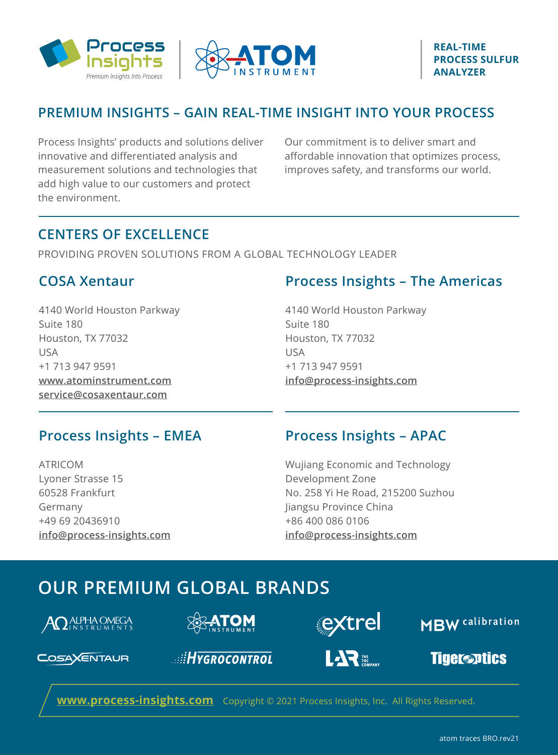REAL-TIME PROCESS SULFUR ANALYZER

## PREMIUM INSIGHTS – GAIN REAL-TIME INSIGHT INTO YOUR PROCESS

Process Insights' products and solutions deliver innovative and differentiated analysis and measurement solutions and technologies that add high value to our customers and protect the environment.

Our commitment is to deliver smart and affordable innovation that optimizes process, improves safety, and transforms our world.

## CENTERS OF EXCELLENCE

PROVIDING PROVEN SOLUTIONS FROM A GLOBAL TECHNOLOGY LEADER

### COSA Xentaur

4140 World Houston Parkway
Suite 180
Houston, TX 77032
USA
+1 713 947 9591
**www.atominstrument.com**
**service@cosaxentaur.com**

### Process Insights – The Americas

4140 World Houston Parkway
Suite 180
Houston, TX 77032
USA
+1 713 947 9591
**info@process-insights.com**

### Process Insights – EMEA

ATRICOM
Lyoner Strasse 15
60528 Frankfurt
Germany
+49 69 20436910
**info@process-insights.com**

### Process Insights – APAC

Wujiang Economic and Technology Development Zone
No. 258 Yi He Road, 215200 Suzhou
Jiangsu Province China
+86 400 086 0106
**info@process-insights.com**

## OUR PREMIUM GLOBAL BRANDS

ALPHA OMEGA INSTRUMENTS · ATOM INSTRUMENT · extrel · MBW calibration · COSA XENTAUR · HYGROCONTROL · LAR THE TOC COMPANY · Tiger Optics

**www.process-insights.com** Copyright © 2021 Process Insights, Inc. All Rights Reserved.

atom traces BRO.rev21